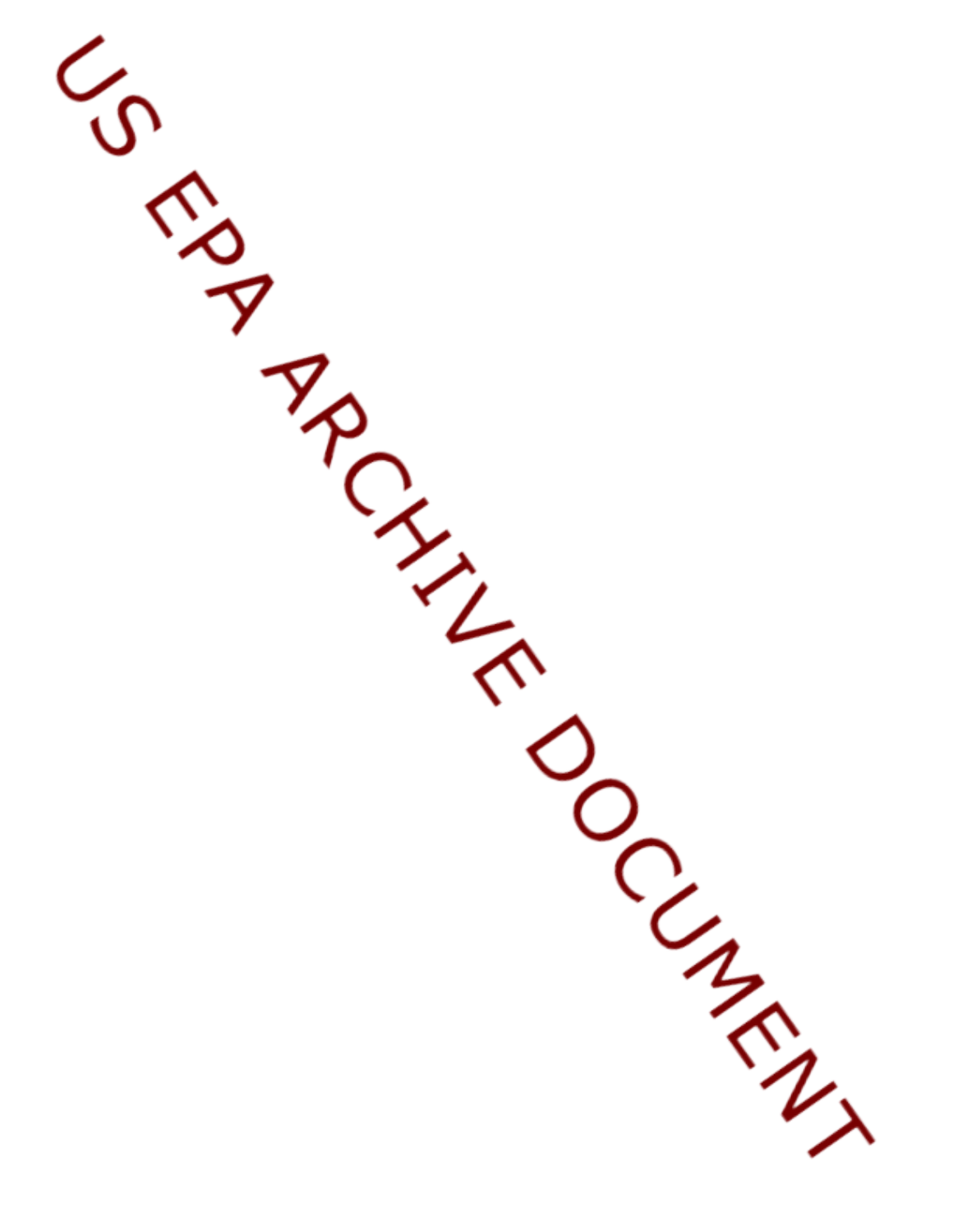US EPA ARCHIVE DOCUMENT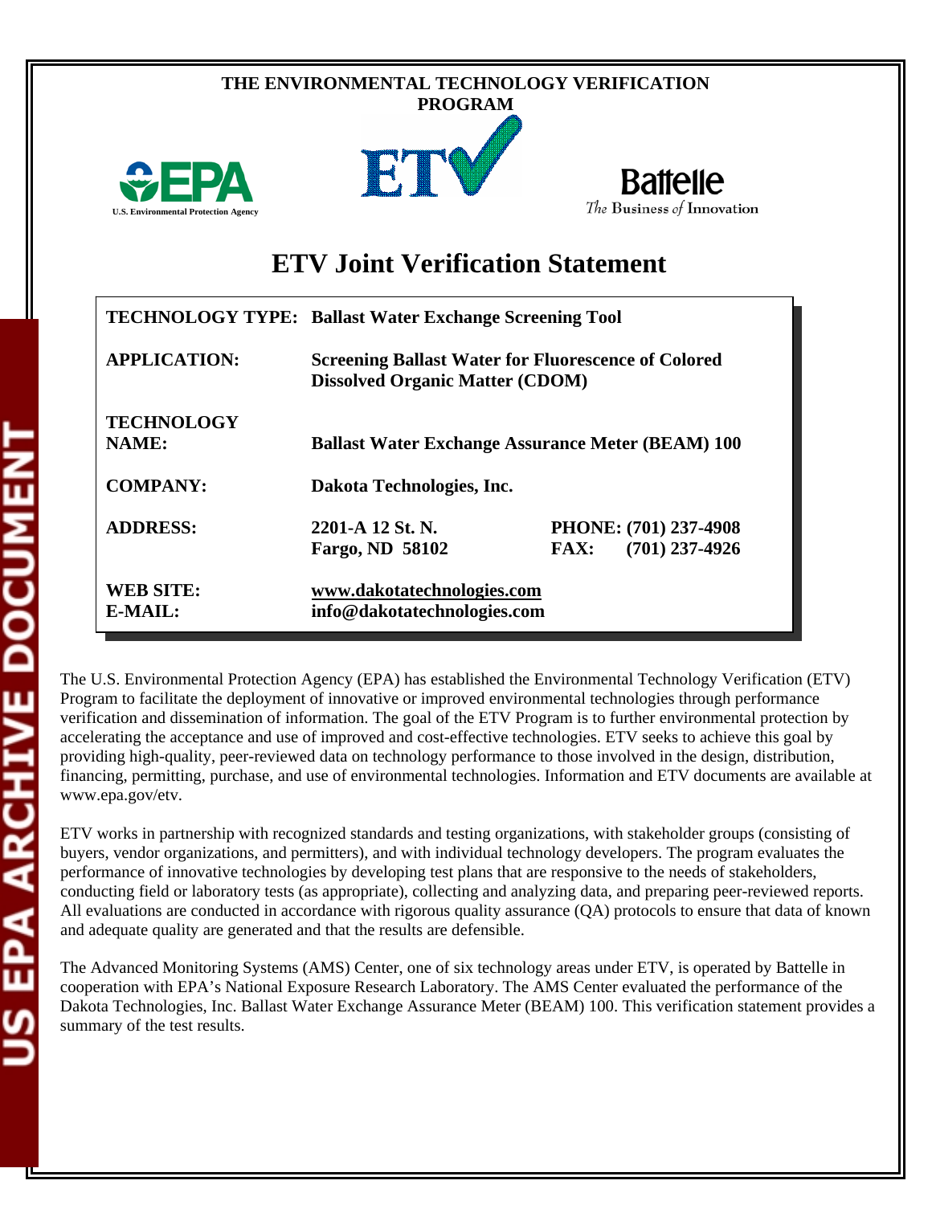THE ENVIRONMENTAL TECHNOLOGY VERIFICATION PROGRAM

U.S. Environmental Protection Agency

Battelle
The Business of Innovation

# ETV Joint Verification Statement

| | | |
|---|---|---|
| **TECHNOLOGY TYPE:** | **Ballast Water Exchange Screening Tool** | |
| **APPLICATION:** | **Screening Ballast Water for Fluorescence of Colored Dissolved Organic Matter (CDOM)** | |
| **TECHNOLOGY NAME:** | **Ballast Water Exchange Assurance Meter (BEAM) 100** | |
| **COMPANY:** | **Dakota Technologies, Inc.** | |
| **ADDRESS:** | **2201-A 12 St. N.**<br>**Fargo, ND 58102** | **PHONE: (701) 237-4908**<br>**FAX: (701) 237-4926** |
| **WEB SITE:**<br>**E-MAIL:** | **www.dakotatechnologies.com**<br>**info@dakotatechnologies.com** | |

The U.S. Environmental Protection Agency (EPA) has established the Environmental Technology Verification (ETV) Program to facilitate the deployment of innovative or improved environmental technologies through performance verification and dissemination of information. The goal of the ETV Program is to further environmental protection by accelerating the acceptance and use of improved and cost-effective technologies. ETV seeks to achieve this goal by providing high-quality, peer-reviewed data on technology performance to those involved in the design, distribution, financing, permitting, purchase, and use of environmental technologies. Information and ETV documents are available at www.epa.gov/etv.

ETV works in partnership with recognized standards and testing organizations, with stakeholder groups (consisting of buyers, vendor organizations, and permitters), and with individual technology developers. The program evaluates the performance of innovative technologies by developing test plans that are responsive to the needs of stakeholders, conducting field or laboratory tests (as appropriate), collecting and analyzing data, and preparing peer-reviewed reports. All evaluations are conducted in accordance with rigorous quality assurance (QA) protocols to ensure that data of known and adequate quality are generated and that the results are defensible.

The Advanced Monitoring Systems (AMS) Center, one of six technology areas under ETV, is operated by Battelle in cooperation with EPA's National Exposure Research Laboratory. The AMS Center evaluated the performance of the Dakota Technologies, Inc. Ballast Water Exchange Assurance Meter (BEAM) 100. This verification statement provides a summary of the test results.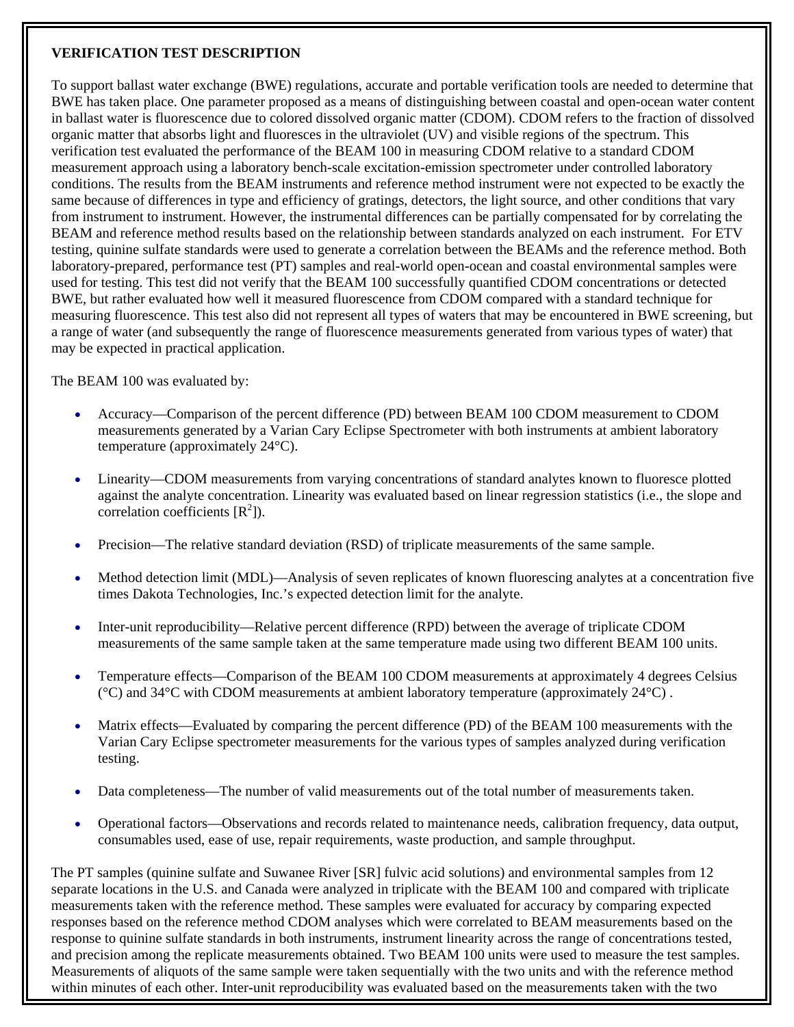**VERIFICATION TEST DESCRIPTION**

To support ballast water exchange (BWE) regulations, accurate and portable verification tools are needed to determine that BWE has taken place. One parameter proposed as a means of distinguishing between coastal and open-ocean water content in ballast water is fluorescence due to colored dissolved organic matter (CDOM). CDOM refers to the fraction of dissolved organic matter that absorbs light and fluoresces in the ultraviolet (UV) and visible regions of the spectrum. This verification test evaluated the performance of the BEAM 100 in measuring CDOM relative to a standard CDOM measurement approach using a laboratory bench-scale excitation-emission spectrometer under controlled laboratory conditions. The results from the BEAM instruments and reference method instrument were not expected to be exactly the same because of differences in type and efficiency of gratings, detectors, the light source, and other conditions that vary from instrument to instrument. However, the instrumental differences can be partially compensated for by correlating the BEAM and reference method results based on the relationship between standards analyzed on each instrument. For ETV testing, quinine sulfate standards were used to generate a correlation between the BEAMs and the reference method. Both laboratory-prepared, performance test (PT) samples and real-world open-ocean and coastal environmental samples were used for testing. This test did not verify that the BEAM 100 successfully quantified CDOM concentrations or detected BWE, but rather evaluated how well it measured fluorescence from CDOM compared with a standard technique for measuring fluorescence. This test also did not represent all types of waters that may be encountered in BWE screening, but a range of water (and subsequently the range of fluorescence measurements generated from various types of water) that may be expected in practical application.

The BEAM 100 was evaluated by:

- Accuracy—Comparison of the percent difference (PD) between BEAM 100 CDOM measurement to CDOM measurements generated by a Varian Cary Eclipse Spectrometer with both instruments at ambient laboratory temperature (approximately 24°C).
- Linearity—CDOM measurements from varying concentrations of standard analytes known to fluoresce plotted against the analyte concentration. Linearity was evaluated based on linear regression statistics (i.e., the slope and correlation coefficients [$R^2$]).
- Precision—The relative standard deviation (RSD) of triplicate measurements of the same sample.
- Method detection limit (MDL)—Analysis of seven replicates of known fluorescing analytes at a concentration five times Dakota Technologies, Inc.'s expected detection limit for the analyte.
- Inter-unit reproducibility—Relative percent difference (RPD) between the average of triplicate CDOM measurements of the same sample taken at the same temperature made using two different BEAM 100 units.
- Temperature effects—Comparison of the BEAM 100 CDOM measurements at approximately 4 degrees Celsius (°C) and 34°C with CDOM measurements at ambient laboratory temperature (approximately 24°C) .
- Matrix effects—Evaluated by comparing the percent difference (PD) of the BEAM 100 measurements with the Varian Cary Eclipse spectrometer measurements for the various types of samples analyzed during verification testing.
- Data completeness—The number of valid measurements out of the total number of measurements taken.
- Operational factors—Observations and records related to maintenance needs, calibration frequency, data output, consumables used, ease of use, repair requirements, waste production, and sample throughput.

The PT samples (quinine sulfate and Suwanee River [SR] fulvic acid solutions) and environmental samples from 12 separate locations in the U.S. and Canada were analyzed in triplicate with the BEAM 100 and compared with triplicate measurements taken with the reference method. These samples were evaluated for accuracy by comparing expected responses based on the reference method CDOM analyses which were correlated to BEAM measurements based on the response to quinine sulfate standards in both instruments, instrument linearity across the range of concentrations tested, and precision among the replicate measurements obtained. Two BEAM 100 units were used to measure the test samples. Measurements of aliquots of the same sample were taken sequentially with the two units and with the reference method within minutes of each other. Inter-unit reproducibility was evaluated based on the measurements taken with the two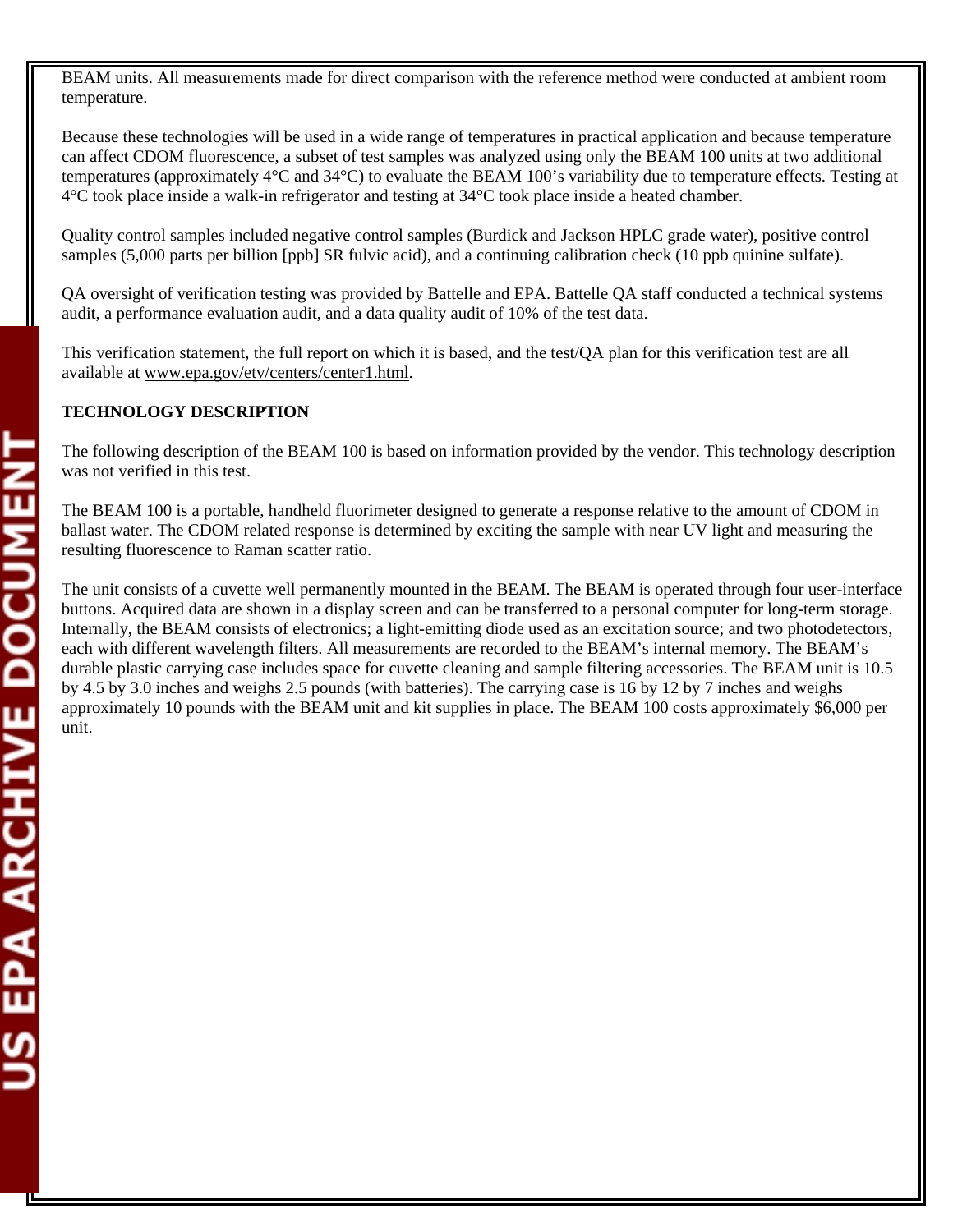BEAM units. All measurements made for direct comparison with the reference method were conducted at ambient room temperature.

Because these technologies will be used in a wide range of temperatures in practical application and because temperature can affect CDOM fluorescence, a subset of test samples was analyzed using only the BEAM 100 units at two additional temperatures (approximately 4°C and 34°C) to evaluate the BEAM 100's variability due to temperature effects. Testing at 4°C took place inside a walk-in refrigerator and testing at 34°C took place inside a heated chamber.

Quality control samples included negative control samples (Burdick and Jackson HPLC grade water), positive control samples (5,000 parts per billion [ppb] SR fulvic acid), and a continuing calibration check (10 ppb quinine sulfate).

QA oversight of verification testing was provided by Battelle and EPA. Battelle QA staff conducted a technical systems audit, a performance evaluation audit, and a data quality audit of 10% of the test data.

This verification statement, the full report on which it is based, and the test/QA plan for this verification test are all available at www.epa.gov/etv/centers/center1.html.

**TECHNOLOGY DESCRIPTION**

The following description of the BEAM 100 is based on information provided by the vendor. This technology description was not verified in this test.

The BEAM 100 is a portable, handheld fluorimeter designed to generate a response relative to the amount of CDOM in ballast water. The CDOM related response is determined by exciting the sample with near UV light and measuring the resulting fluorescence to Raman scatter ratio.

The unit consists of a cuvette well permanently mounted in the BEAM. The BEAM is operated through four user-interface buttons. Acquired data are shown in a display screen and can be transferred to a personal computer for long-term storage. Internally, the BEAM consists of electronics; a light-emitting diode used as an excitation source; and two photodetectors, each with different wavelength filters. All measurements are recorded to the BEAM's internal memory. The BEAM's durable plastic carrying case includes space for cuvette cleaning and sample filtering accessories. The BEAM unit is 10.5 by 4.5 by 3.0 inches and weighs 2.5 pounds (with batteries). The carrying case is 16 by 12 by 7 inches and weighs approximately 10 pounds with the BEAM unit and kit supplies in place. The BEAM 100 costs approximately $6,000 per unit.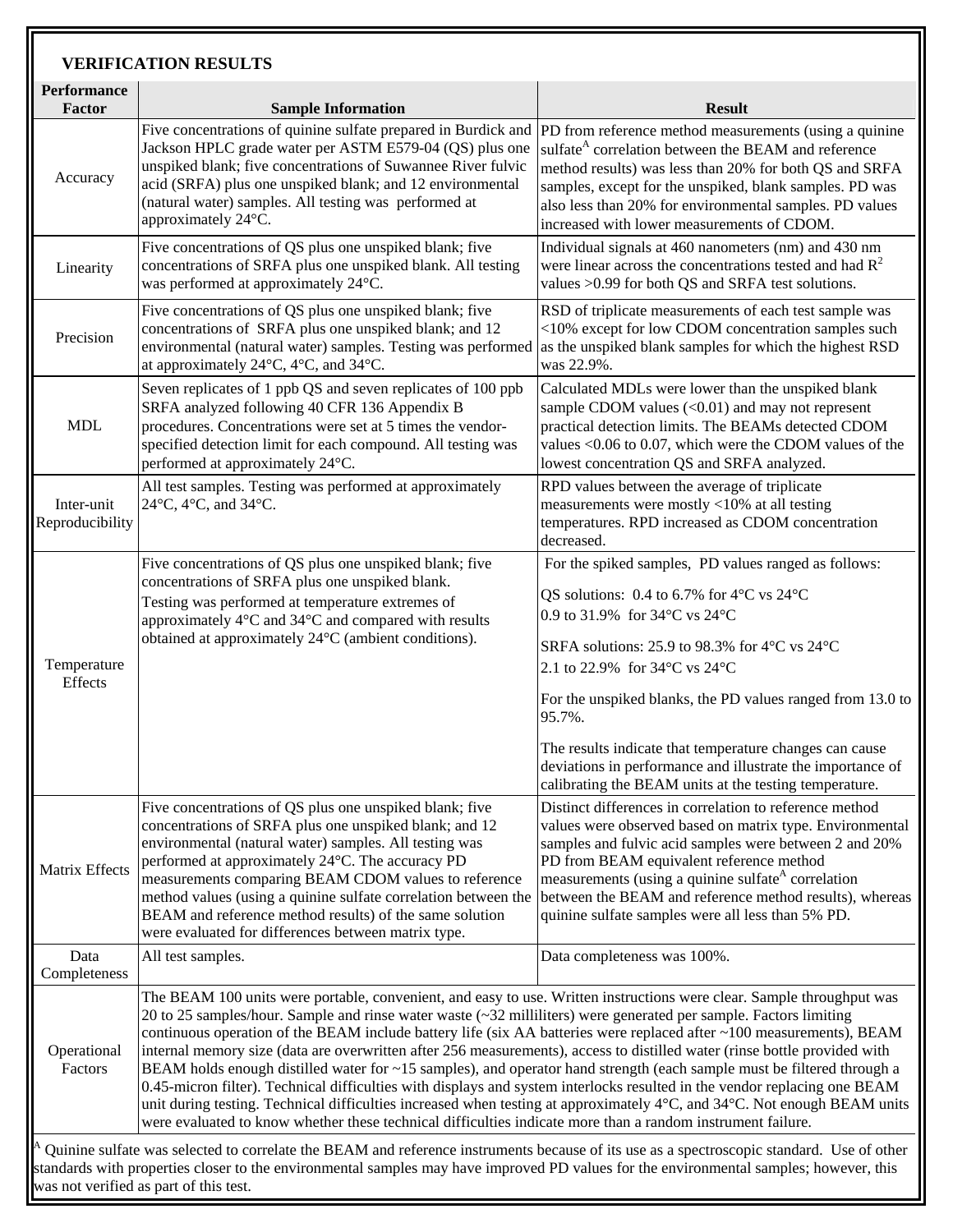## VERIFICATION RESULTS

| Performance Factor | Sample Information | Result |
|---|---|---|
| Accuracy | Five concentrations of quinine sulfate prepared in Burdick and Jackson HPLC grade water per ASTM E579-04 (QS) plus one unspiked blank; five concentrations of Suwannee River fulvic acid (SRFA) plus one unspiked blank; and 12 environmental (natural water) samples. All testing was performed at approximately 24°C. | PD from reference method measurements (using a quinine sulfate[A] correlation between the BEAM and reference method results) was less than 20% for both QS and SRFA samples, except for the unspiked, blank samples. PD was also less than 20% for environmental samples. PD values increased with lower measurements of CDOM. |
| Linearity | Five concentrations of QS plus one unspiked blank; five concentrations of SRFA plus one unspiked blank. All testing was performed at approximately 24°C. | Individual signals at 460 nanometers (nm) and 430 nm were linear across the concentrations tested and had $R^2$ values >0.99 for both QS and SRFA test solutions. |
| Precision | Five concentrations of QS plus one unspiked blank; five concentrations of SRFA plus one unspiked blank; and 12 environmental (natural water) samples. Testing was performed at approximately 24°C, 4°C, and 34°C. | RSD of triplicate measurements of each test sample was <10% except for low CDOM concentration samples such as the unspiked blank samples for which the highest RSD was 22.9%. |
| MDL | Seven replicates of 1 ppb QS and seven replicates of 100 ppb SRFA analyzed following 40 CFR 136 Appendix B procedures. Concentrations were set at 5 times the vendor-specified detection limit for each compound. All testing was performed at approximately 24°C. | Calculated MDLs were lower than the unspiked blank sample CDOM values (<0.01) and may not represent practical detection limits. The BEAMs detected CDOM values <0.06 to 0.07, which were the CDOM values of the lowest concentration QS and SRFA analyzed. |
| Inter-unit Reproducibility | All test samples. Testing was performed at approximately 24°C, 4°C, and 34°C. | RPD values between the average of triplicate measurements were mostly <10% at all testing temperatures. RPD increased as CDOM concentration decreased. |
| Temperature Effects | Five concentrations of QS plus one unspiked blank; five concentrations of SRFA plus one unspiked blank. Testing was performed at temperature extremes of approximately 4°C and 34°C and compared with results obtained at approximately 24°C (ambient conditions). | For the spiked samples, PD values ranged as follows:<br><br>QS solutions: 0.4 to 6.7% for 4°C vs 24°C<br>0.9 to 31.9% for 34°C vs 24°C<br><br>SRFA solutions: 25.9 to 98.3% for 4°C vs 24°C<br>2.1 to 22.9% for 34°C vs 24°C<br><br>For the unspiked blanks, the PD values ranged from 13.0 to 95.7%.<br><br>The results indicate that temperature changes can cause deviations in performance and illustrate the importance of calibrating the BEAM units at the testing temperature. |
| Matrix Effects | Five concentrations of QS plus one unspiked blank; five concentrations of SRFA plus one unspiked blank; and 12 environmental (natural water) samples. All testing was performed at approximately 24°C. The accuracy PD measurements comparing BEAM CDOM values to reference method values (using a quinine sulfate correlation between the BEAM and reference method results) of the same solution were evaluated for differences between matrix type. | Distinct differences in correlation to reference method values were observed based on matrix type. Environmental samples and fulvic acid samples were between 2 and 20% PD from BEAM equivalent reference method measurements (using a quinine sulfate[A] correlation between the BEAM and reference method results), whereas quinine sulfate samples were all less than 5% PD. |
| Data Completeness | All test samples. | Data completeness was 100%. |
| Operational Factors | The BEAM 100 units were portable, convenient, and easy to use. Written instructions were clear. Sample throughput was 20 to 25 samples/hour. Sample and rinse water waste (~32 milliliters) were generated per sample. Factors limiting continuous operation of the BEAM include battery life (six AA batteries were replaced after ~100 measurements), BEAM internal memory size (data are overwritten after 256 measurements), access to distilled water (rinse bottle provided with BEAM holds enough distilled water for ~15 samples), and operator hand strength (each sample must be filtered through a 0.45-micron filter). Technical difficulties with displays and system interlocks resulted in the vendor replacing one BEAM unit during testing. Technical difficulties increased when testing at approximately 4°C, and 34°C. Not enough BEAM units were evaluated to know whether these technical difficulties indicate more than a random instrument failure. | |

[A] Quinine sulfate was selected to correlate the BEAM and reference instruments because of its use as a spectroscopic standard. Use of other standards with properties closer to the environmental samples may have improved PD values for the environmental samples; however, this was not verified as part of this test.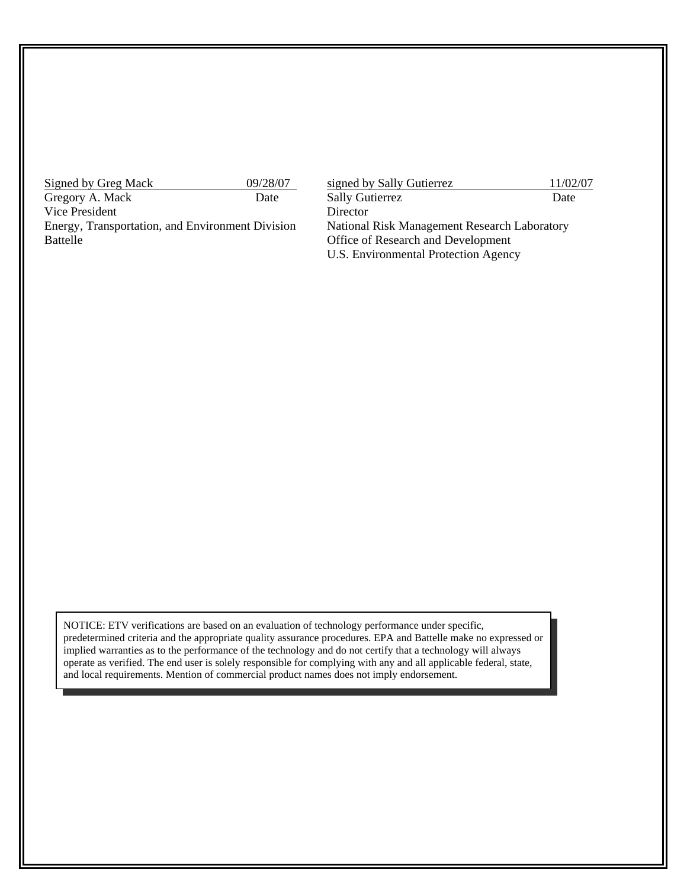Signed by Greg Mack 09/28/07
Gregory A. Mack Date
Vice President
Energy, Transportation, and Environment Division
Battelle

signed by Sally Gutierrez 11/02/07
Sally Gutierrez Date
Director
National Risk Management Research Laboratory
Office of Research and Development
U.S. Environmental Protection Agency

NOTICE: ETV verifications are based on an evaluation of technology performance under specific, predetermined criteria and the appropriate quality assurance procedures. EPA and Battelle make no expressed or implied warranties as to the performance of the technology and do not certify that a technology will always operate as verified. The end user is solely responsible for complying with any and all applicable federal, state, and local requirements. Mention of commercial product names does not imply endorsement.